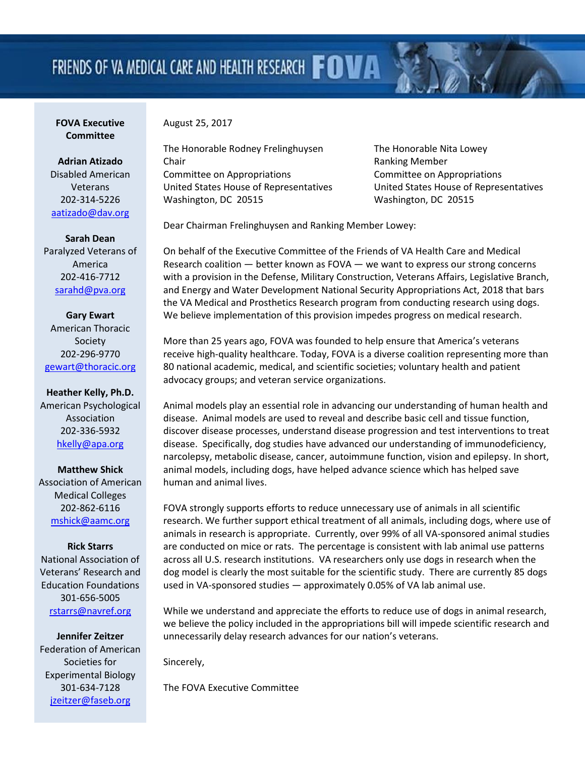# FRIENDS OF VA MEDICAL CARE AND HEALTH RESEARCH FOVA

**FOVA Executive Committee**

**Adrian Atizado**
Disabled American Veterans
202-314-5226
aatizado@dav.org

**Sarah Dean**
Paralyzed Veterans of America
202-416-7712
sarahd@pva.org

**Gary Ewart**
American Thoracic Society
202-296-9770
gewart@thoracic.org

**Heather Kelly, Ph.D.**
American Psychological Association
202-336-5932
hkelly@apa.org

**Matthew Shick**
Association of American Medical Colleges
202-862-6116
mshick@aamc.org

**Rick Starrs**
National Association of Veterans' Research and Education Foundations
301-656-5005
rstarrs@navref.org

**Jennifer Zeitzer**
Federation of American Societies for Experimental Biology
301-634-7128
jzeitzer@faseb.org

August 25, 2017

The Honorable Rodney Frelinghuysen
Chair
Committee on Appropriations
United States House of Representatives
Washington, DC 20515

The Honorable Nita Lowey
Ranking Member
Committee on Appropriations
United States House of Representatives
Washington, DC 20515

Dear Chairman Frelinghuysen and Ranking Member Lowey:

On behalf of the Executive Committee of the Friends of VA Health Care and Medical Research coalition — better known as FOVA — we want to express our strong concerns with a provision in the Defense, Military Construction, Veterans Affairs, Legislative Branch, and Energy and Water Development National Security Appropriations Act, 2018 that bars the VA Medical and Prosthetics Research program from conducting research using dogs. We believe implementation of this provision impedes progress on medical research.

More than 25 years ago, FOVA was founded to help ensure that America's veterans receive high-quality healthcare. Today, FOVA is a diverse coalition representing more than 80 national academic, medical, and scientific societies; voluntary health and patient advocacy groups; and veteran service organizations.

Animal models play an essential role in advancing our understanding of human health and disease. Animal models are used to reveal and describe basic cell and tissue function, discover disease processes, understand disease progression and test interventions to treat disease. Specifically, dog studies have advanced our understanding of immunodeficiency, narcolepsy, metabolic disease, cancer, autoimmune function, vision and epilepsy. In short, animal models, including dogs, have helped advance science which has helped save human and animal lives.

FOVA strongly supports efforts to reduce unnecessary use of animals in all scientific research. We further support ethical treatment of all animals, including dogs, where use of animals in research is appropriate. Currently, over 99% of all VA-sponsored animal studies are conducted on mice or rats. The percentage is consistent with lab animal use patterns across all U.S. research institutions. VA researchers only use dogs in research when the dog model is clearly the most suitable for the scientific study. There are currently 85 dogs used in VA-sponsored studies — approximately 0.05% of VA lab animal use.

While we understand and appreciate the efforts to reduce use of dogs in animal research, we believe the policy included in the appropriations bill will impede scientific research and unnecessarily delay research advances for our nation's veterans.

Sincerely,

The FOVA Executive Committee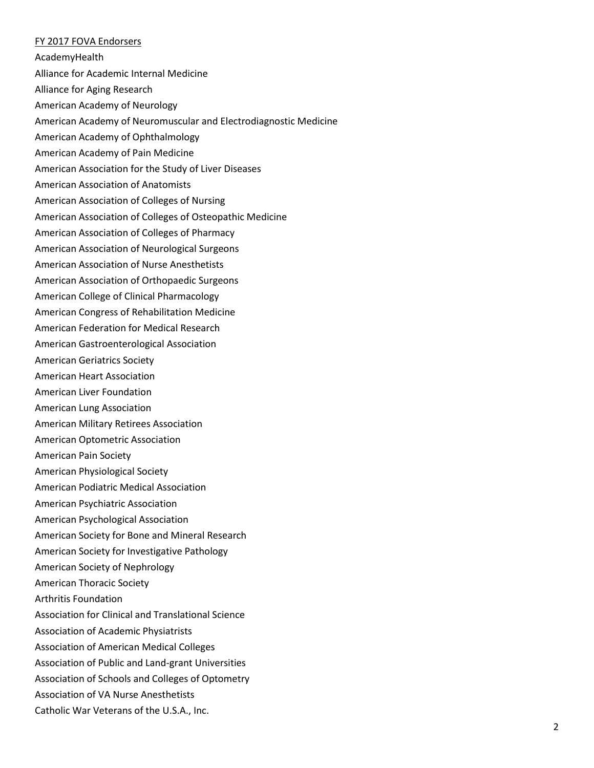FY 2017 FOVA Endorsers

AcademyHealth

Alliance for Academic Internal Medicine

Alliance for Aging Research

American Academy of Neurology

American Academy of Neuromuscular and Electrodiagnostic Medicine

American Academy of Ophthalmology

American Academy of Pain Medicine

American Association for the Study of Liver Diseases

American Association of Anatomists

American Association of Colleges of Nursing

American Association of Colleges of Osteopathic Medicine

American Association of Colleges of Pharmacy

American Association of Neurological Surgeons

American Association of Nurse Anesthetists

American Association of Orthopaedic Surgeons

American College of Clinical Pharmacology

American Congress of Rehabilitation Medicine

American Federation for Medical Research

American Gastroenterological Association

American Geriatrics Society

American Heart Association

American Liver Foundation

American Lung Association

American Military Retirees Association

American Optometric Association

American Pain Society

American Physiological Society

American Podiatric Medical Association

American Psychiatric Association

American Psychological Association

American Society for Bone and Mineral Research

American Society for Investigative Pathology

American Society of Nephrology

American Thoracic Society

Arthritis Foundation

Association for Clinical and Translational Science

Association of Academic Physiatrists

Association of American Medical Colleges

Association of Public and Land-grant Universities

Association of Schools and Colleges of Optometry

Association of VA Nurse Anesthetists

Catholic War Veterans of the U.S.A., Inc.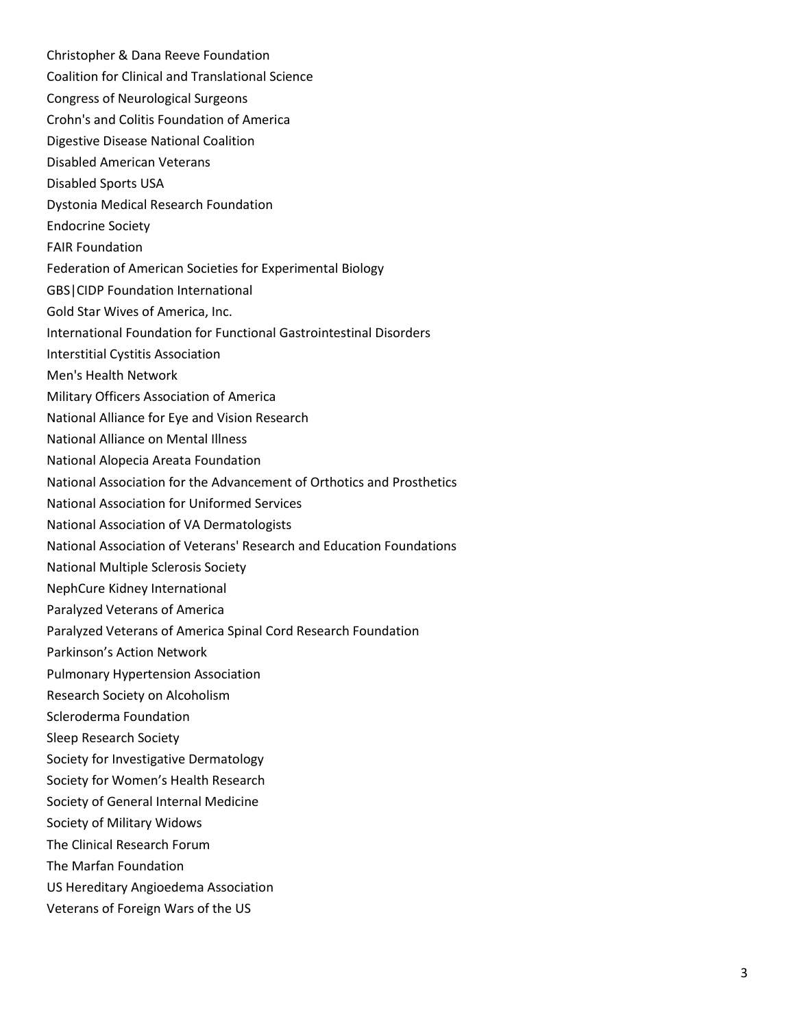Christopher & Dana Reeve Foundation

Coalition for Clinical and Translational Science

Congress of Neurological Surgeons

Crohn's and Colitis Foundation of America

Digestive Disease National Coalition

Disabled American Veterans

Disabled Sports USA

Dystonia Medical Research Foundation

Endocrine Society

FAIR Foundation

Federation of American Societies for Experimental Biology

GBS|CIDP Foundation International

Gold Star Wives of America, Inc.

International Foundation for Functional Gastrointestinal Disorders

Interstitial Cystitis Association

Men's Health Network

Military Officers Association of America

National Alliance for Eye and Vision Research

National Alliance on Mental Illness

National Alopecia Areata Foundation

National Association for the Advancement of Orthotics and Prosthetics

National Association for Uniformed Services

National Association of VA Dermatologists

National Association of Veterans' Research and Education Foundations

National Multiple Sclerosis Society

NephCure Kidney International

Paralyzed Veterans of America

Paralyzed Veterans of America Spinal Cord Research Foundation

Parkinson's Action Network

Pulmonary Hypertension Association

Research Society on Alcoholism

Scleroderma Foundation

Sleep Research Society

Society for Investigative Dermatology

Society for Women's Health Research

Society of General Internal Medicine

Society of Military Widows

The Clinical Research Forum

The Marfan Foundation

US Hereditary Angioedema Association

Veterans of Foreign Wars of the US